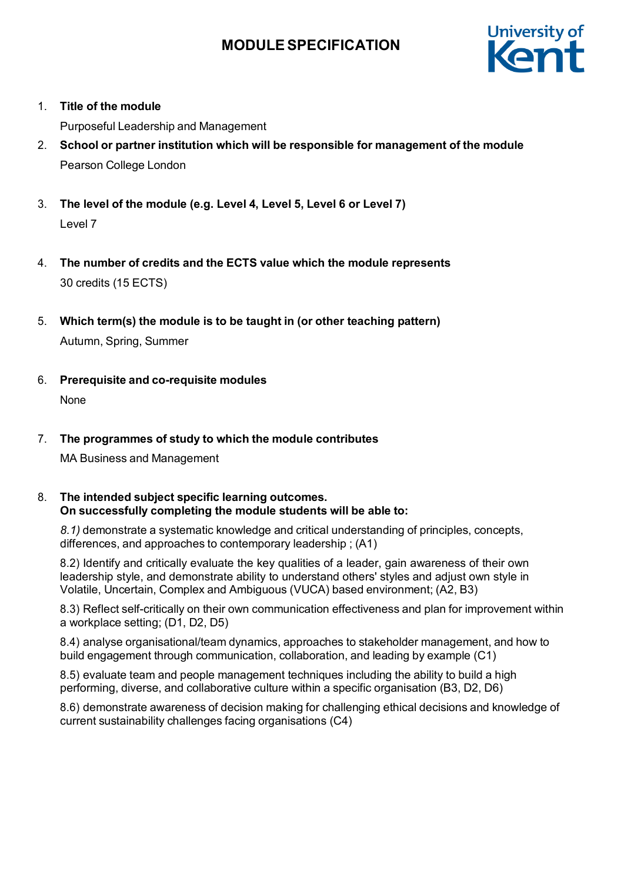# MODULE SPECIFICATION

1. **Title of the module**

   Purposeful Leadership and Management

2. **School or partner institution which will be responsible for management of the module**

   Pearson College London

3. **The level of the module (e.g. Level 4, Level 5, Level 6 or Level 7)**

   Level 7

4. **The number of credits and the ECTS value which the module represents**

   30 credits (15 ECTS)

5. **Which term(s) the module is to be taught in (or other teaching pattern)**

   Autumn, Spring, Summer

6. **Prerequisite and co-requisite modules**

   None

7. **The programmes of study to which the module contributes**

   MA Business and Management

8. **The intended subject specific learning outcomes.**
   **On successfully completing the module students will be able to:**

   *8.1)* demonstrate a systematic knowledge and critical understanding of principles, concepts, differences, and approaches to contemporary leadership ; (A1)

   8.2) Identify and critically evaluate the key qualities of a leader, gain awareness of their own leadership style, and demonstrate ability to understand others' styles and adjust own style in Volatile, Uncertain, Complex and Ambiguous (VUCA) based environment; (A2, B3)

   8.3) Reflect self-critically on their own communication effectiveness and plan for improvement within a workplace setting; (D1, D2, D5)

   8.4) analyse organisational/team dynamics, approaches to stakeholder management, and how to build engagement through communication, collaboration, and leading by example (C1)

   8.5) evaluate team and people management techniques including the ability to build a high performing, diverse, and collaborative culture within a specific organisation (B3, D2, D6)

   8.6) demonstrate awareness of decision making for challenging ethical decisions and knowledge of current sustainability challenges facing organisations (C4)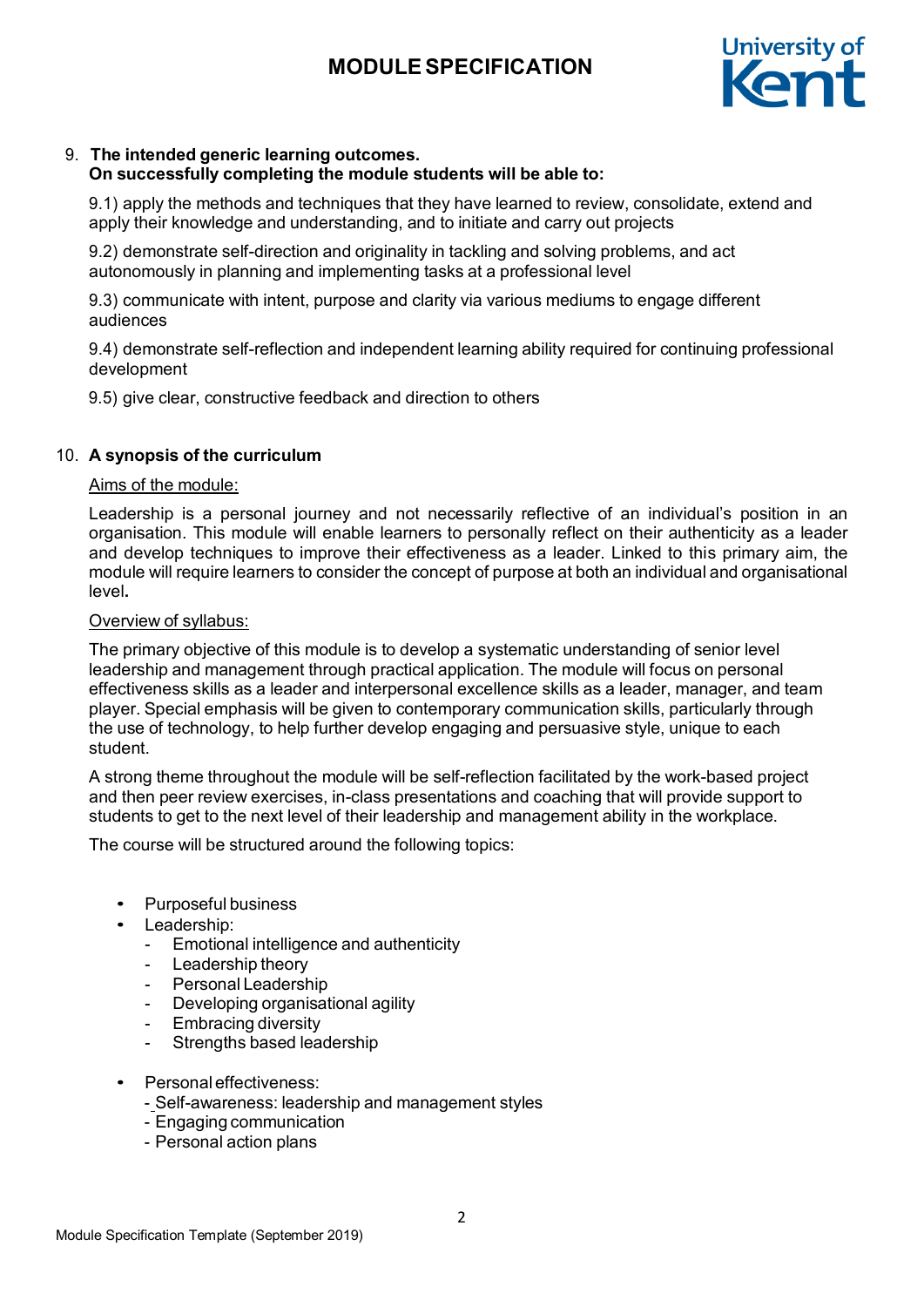9. **The intended generic learning outcomes.**
   **On successfully completing the module students will be able to:**

   9.1) apply the methods and techniques that they have learned to review, consolidate, extend and apply their knowledge and understanding, and to initiate and carry out projects

   9.2) demonstrate self-direction and originality in tackling and solving problems, and act autonomously in planning and implementing tasks at a professional level

   9.3) communicate with intent, purpose and clarity via various mediums to engage different audiences

   9.4) demonstrate self-reflection and independent learning ability required for continuing professional development

   9.5) give clear, constructive feedback and direction to others

10. **A synopsis of the curriculum**

   Aims of the module:

   Leadership is a personal journey and not necessarily reflective of an individual's position in an organisation. This module will enable learners to personally reflect on their authenticity as a leader and develop techniques to improve their effectiveness as a leader. Linked to this primary aim, the module will require learners to consider the concept of purpose at both an individual and organisational level**.**

   Overview of syllabus:

   The primary objective of this module is to develop a systematic understanding of senior level leadership and management through practical application. The module will focus on personal effectiveness skills as a leader and interpersonal excellence skills as a leader, manager, and team player. Special emphasis will be given to contemporary communication skills, particularly through the use of technology, to help further develop engaging and persuasive style, unique to each student.

   A strong theme throughout the module will be self-reflection facilitated by the work-based project and then peer review exercises, in-class presentations and coaching that will provide support to students to get to the next level of their leadership and management ability in the workplace.

   The course will be structured around the following topics:

   - Purposeful business
   - Leadership:
     - Emotional intelligence and authenticity
     - Leadership theory
     - Personal Leadership
     - Developing organisational agility
     - Embracing diversity
     - Strengths based leadership
   - Personal effectiveness:
     - Self-awareness: leadership and management styles
     - Engaging communication
     - Personal action plans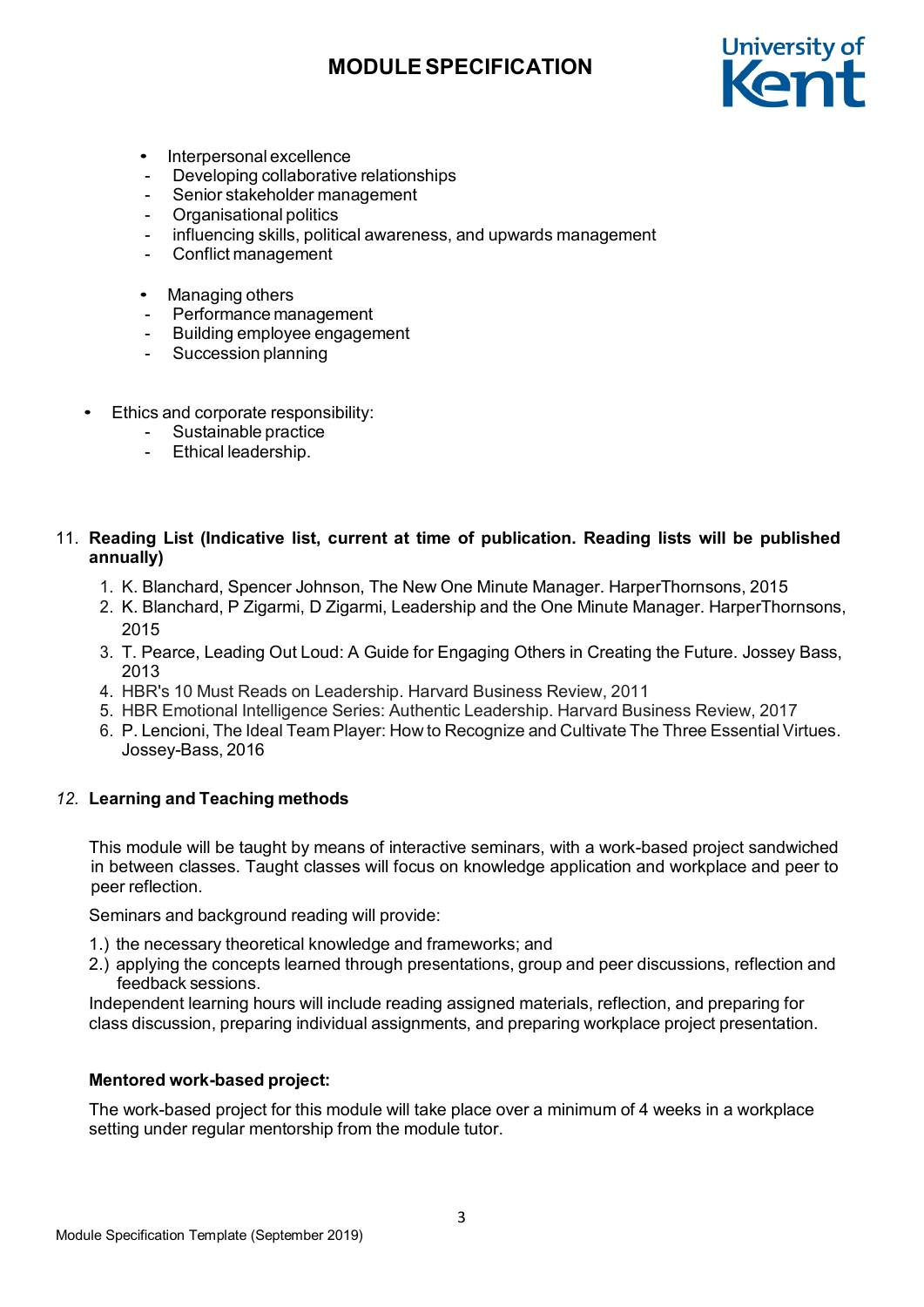- Interpersonal excellence
  - Developing collaborative relationships
  - Senior stakeholder management
  - Organisational politics
  - influencing skills, political awareness, and upwards management
  - Conflict management

- Managing others
  - Performance management
  - Building employee engagement
  - Succession planning

- Ethics and corporate responsibility:
  - Sustainable practice
  - Ethical leadership.

11. **Reading List (Indicative list, current at time of publication. Reading lists will be published annually)**

    1. K. Blanchard, Spencer Johnson, The New One Minute Manager. HarperThornsons, 2015
    2. K. Blanchard, P Zigarmi, D Zigarmi, Leadership and the One Minute Manager. HarperThornsons, 2015
    3. T. Pearce, Leading Out Loud: A Guide for Engaging Others in Creating the Future. Jossey Bass, 2013
    4. HBR's 10 Must Reads on Leadership. Harvard Business Review, 2011
    5. HBR Emotional Intelligence Series: Authentic Leadership. Harvard Business Review, 2017
    6. P. Lencioni, The Ideal Team Player: How to Recognize and Cultivate The Three Essential Virtues. Jossey-Bass, 2016

*12.* **Learning and Teaching methods**

This module will be taught by means of interactive seminars, with a work-based project sandwiched in between classes. Taught classes will focus on knowledge application and workplace and peer to peer reflection.

Seminars and background reading will provide:

1.) the necessary theoretical knowledge and frameworks; and
2.) applying the concepts learned through presentations, group and peer discussions, reflection and feedback sessions.

Independent learning hours will include reading assigned materials, reflection, and preparing for class discussion, preparing individual assignments, and preparing workplace project presentation.

**Mentored work-based project:**

The work-based project for this module will take place over a minimum of 4 weeks in a workplace setting under regular mentorship from the module tutor.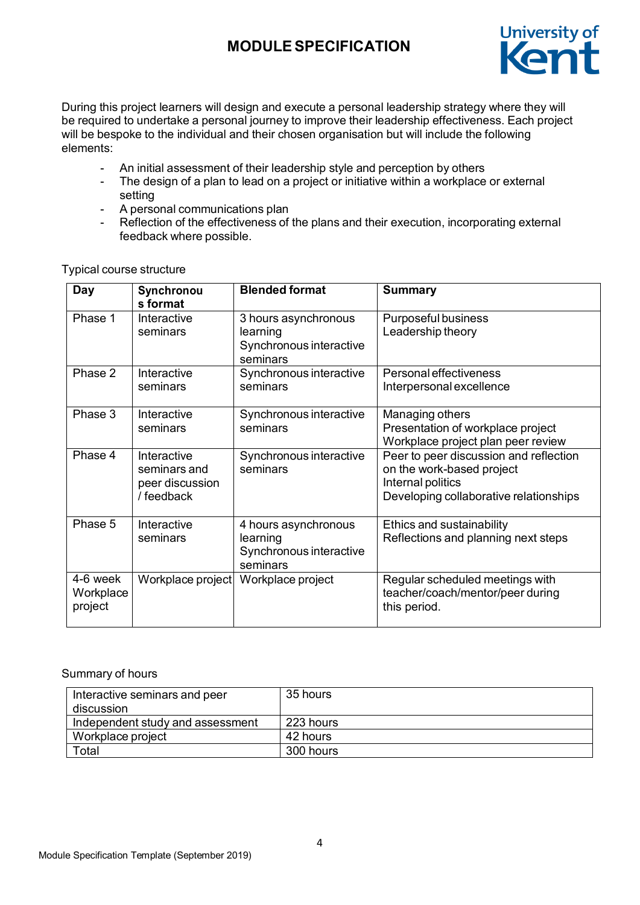During this project learners will design and execute a personal leadership strategy where they will be required to undertake a personal journey to improve their leadership effectiveness. Each project will be bespoke to the individual and their chosen organisation but will include the following elements:

- An initial assessment of their leadership style and perception by others
- The design of a plan to lead on a project or initiative within a workplace or external setting
- A personal communications plan
- Reflection of the effectiveness of the plans and their execution, incorporating external feedback where possible.

Typical course structure

| Day | Synchronous format | Blended format | Summary |
|---|---|---|---|
| Phase 1 | Interactive seminars | 3 hours asynchronous learning<br>Synchronous interactive seminars | Purposeful business<br>Leadership theory |
| Phase 2 | Interactive seminars | Synchronous interactive seminars | Personal effectiveness<br>Interpersonal excellence |
| Phase 3 | Interactive seminars | Synchronous interactive seminars | Managing others<br>Presentation of workplace project<br>Workplace project plan peer review |
| Phase 4 | Interactive seminars and peer discussion / feedback | Synchronous interactive seminars | Peer to peer discussion and reflection on the work-based project<br>Internal politics<br>Developing collaborative relationships |
| Phase 5 | Interactive seminars | 4 hours asynchronous learning<br>Synchronous interactive seminars | Ethics and sustainability<br>Reflections and planning next steps |
| 4-6 week Workplace project | Workplace project | Workplace project | Regular scheduled meetings with teacher/coach/mentor/peer during this period. |

Summary of hours

| | |
|---|---|
| Interactive seminars and peer discussion | 35 hours |
| Independent study and assessment | 223 hours |
| Workplace project | 42 hours |
| Total | 300 hours |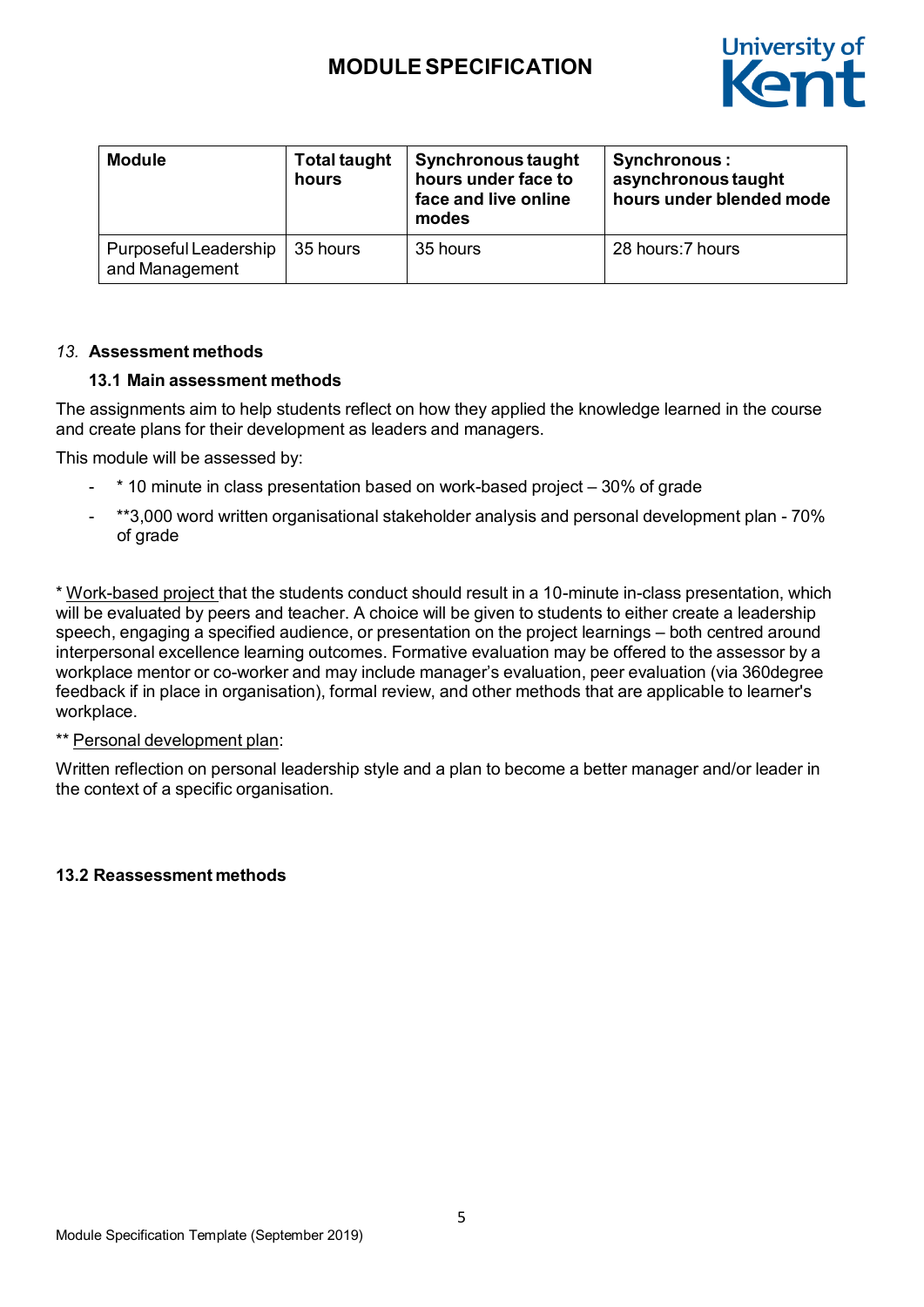| Module | Total taught hours | Synchronous taught hours under face to face and live online modes | Synchronous : asynchronous taught hours under blended mode |
| --- | --- | --- | --- |
| Purposeful Leadership and Management | 35 hours | 35 hours | 28 hours:7 hours |

*13.* **Assessment methods**

**13.1 Main assessment methods**

The assignments aim to help students reflect on how they applied the knowledge learned in the course and create plans for their development as leaders and managers.

This module will be assessed by:

- * 10 minute in class presentation based on work-based project – 30% of grade
- **3,000 word written organisational stakeholder analysis and personal development plan - 70% of grade

* Work-based project that the students conduct should result in a 10-minute in-class presentation, which will be evaluated by peers and teacher. A choice will be given to students to either create a leadership speech, engaging a specified audience, or presentation on the project learnings – both centred around interpersonal excellence learning outcomes. Formative evaluation may be offered to the assessor by a workplace mentor or co-worker and may include manager's evaluation, peer evaluation (via 360degree feedback if in place in organisation), formal review, and other methods that are applicable to learner's workplace.

** Personal development plan:

Written reflection on personal leadership style and a plan to become a better manager and/or leader in the context of a specific organisation.

**13.2 Reassessment methods**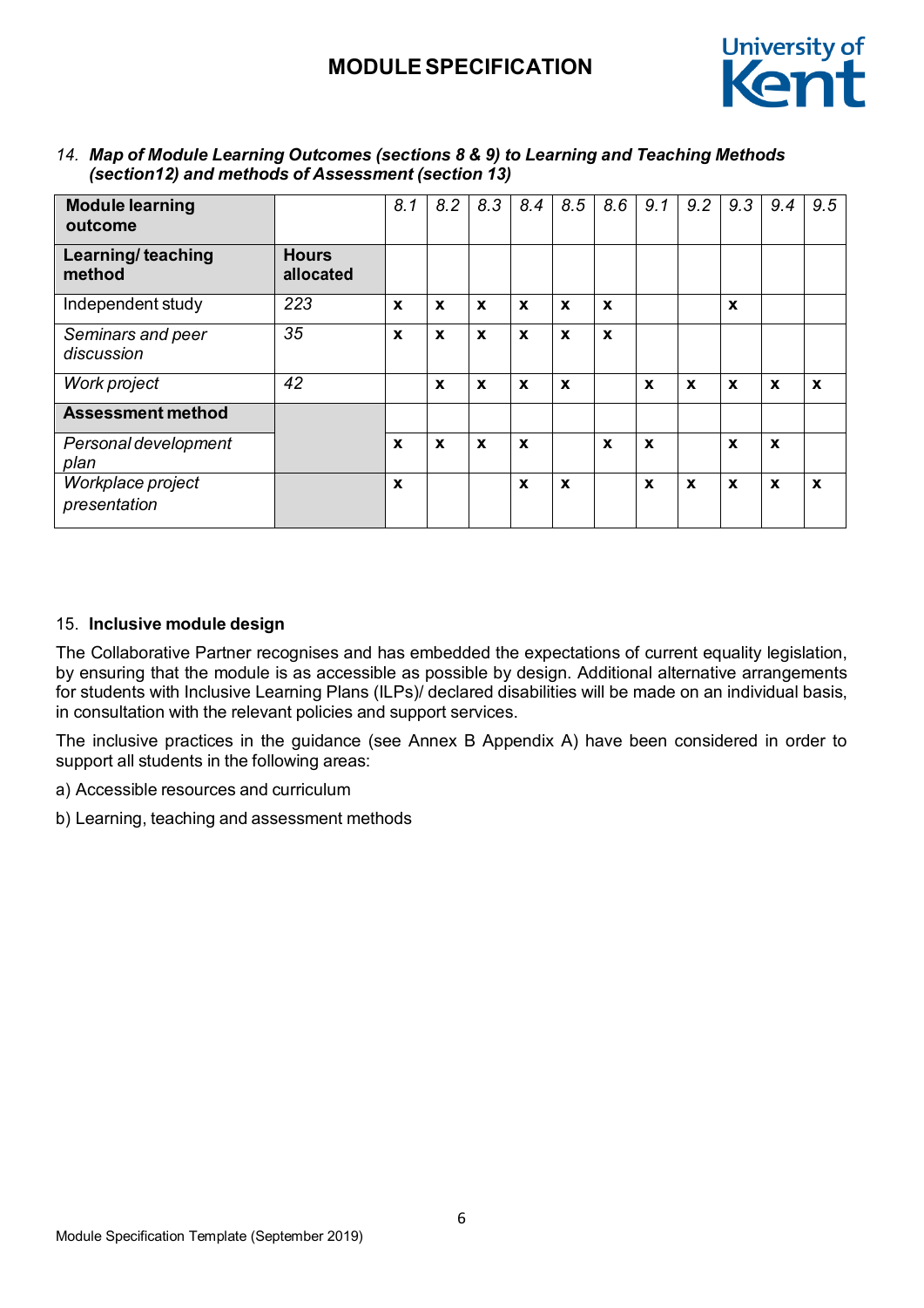14. ***Map of Module Learning Outcomes (sections 8 & 9) to Learning and Teaching Methods (section12) and methods of Assessment (section 13)***

| **Module learning outcome** | | *8.1* | *8.2* | *8.3* | *8.4* | *8.5* | *8.6* | *9.1* | *9.2* | *9.3* | *9.4* | *9.5* |
|---|---|---|---|---|---|---|---|---|---|---|---|---|
| **Learning/ teaching method** | **Hours allocated** | | | | | | | | | | | |
| Independent study | *223* | **x** | **x** | **x** | **x** | **x** | **x** | | | **x** | | |
| *Seminars and peer discussion* | *35* | **x** | **x** | **x** | **x** | **x** | **x** | | | | | |
| *Work project* | *42* | | **x** | **x** | **x** | **x** | | **x** | **x** | **x** | **x** | **x** |
| **Assessment method** | | | | | | | | | | | | |
| *Personal development plan* | | **x** | **x** | **x** | **x** | | **x** | **x** | | **x** | **x** | |
| *Workplace project presentation* | | **x** | | | **x** | **x** | | **x** | **x** | **x** | **x** | **x** |

15. **Inclusive module design**

The Collaborative Partner recognises and has embedded the expectations of current equality legislation, by ensuring that the module is as accessible as possible by design. Additional alternative arrangements for students with Inclusive Learning Plans (ILPs)/ declared disabilities will be made on an individual basis, in consultation with the relevant policies and support services.

The inclusive practices in the guidance (see Annex B Appendix A) have been considered in order to support all students in the following areas:

a) Accessible resources and curriculum

b) Learning, teaching and assessment methods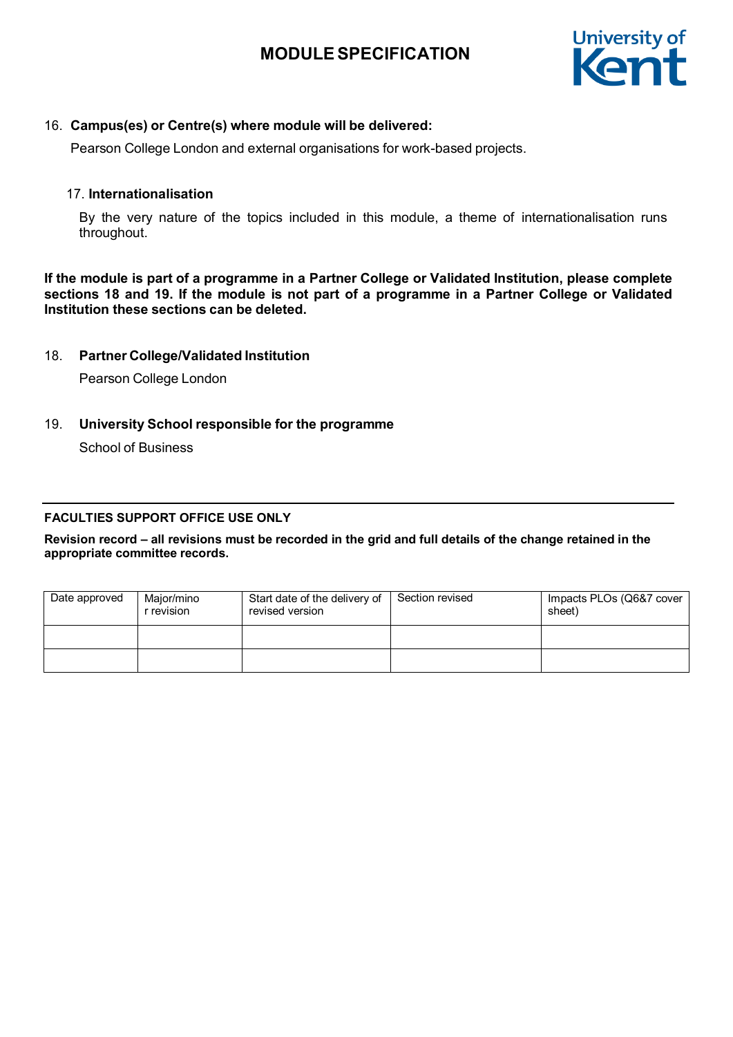16. **Campus(es) or Centre(s) where module will be delivered:**

    Pearson College London and external organisations for work-based projects.

17. **Internationalisation**

    By the very nature of the topics included in this module, a theme of internationalisation runs throughout.

**If the module is part of a programme in a Partner College or Validated Institution, please complete sections 18 and 19. If the module is not part of a programme in a Partner College or Validated Institution these sections can be deleted.**

18. **Partner College/Validated Institution**

    Pearson College London

19. **University School responsible for the programme**

    School of Business

---

**FACULTIES SUPPORT OFFICE USE ONLY**

**Revision record – all revisions must be recorded in the grid and full details of the change retained in the appropriate committee records.**

| Date approved | Major/minor revision | Start date of the delivery of revised version | Section revised | Impacts PLOs (Q6&7 cover sheet) |
|---|---|---|---|---|
| | | | | |
| | | | | |